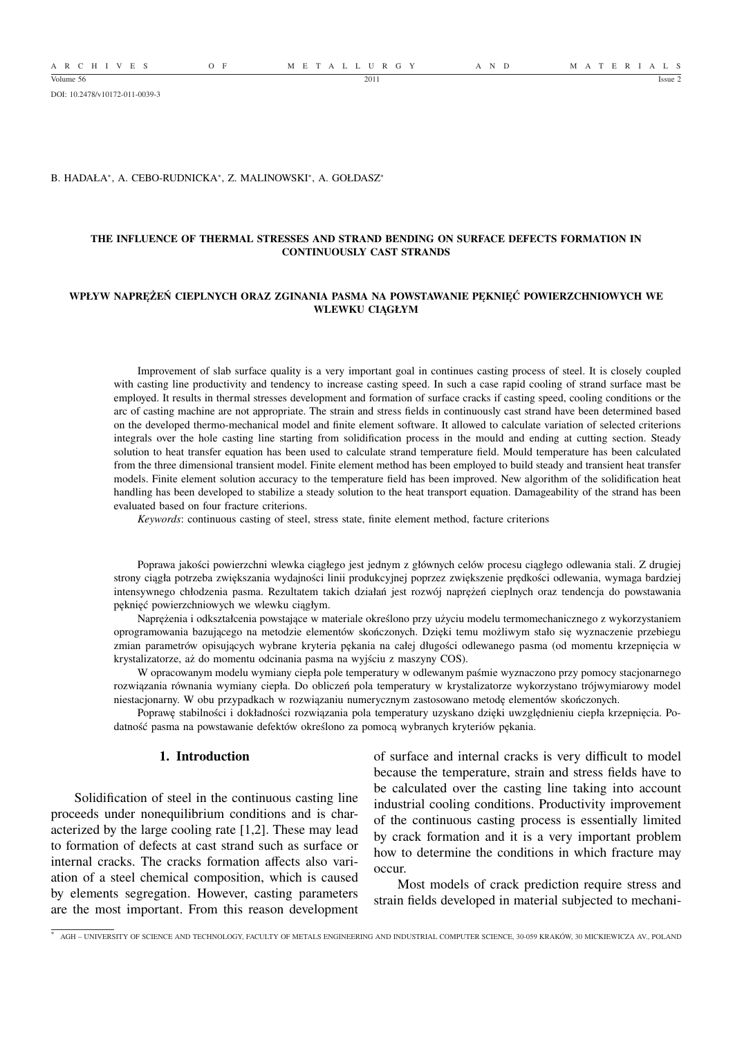DOI: 10.2478/v10172-011-0039-3

B. HADAŁA*, A. CEBO-RUDNICKA*, Z. MALINOWSKI*, A. GOŁDASZ*

# THE INFLUENCE OF THERMAL STRESSES AND STRAND BENDING ON SURFACE DEFECTS FORMATION IN CONTINUOUSLY CAST STRANDS

# WPŁYW NAPRĘŻEŃ CIEPLNYCH ORAZ ZGINANIA PASMA NA POWSTAWANIE PĘKNIĘĆ POWIERZCHNIOWYCH WE WLEWKU CIĄGŁYM

Improvement of slab surface quality is a very important goal in continues casting process of steel. It is closely coupled with casting line productivity and tendency to increase casting speed. In such a case rapid cooling of strand surface mast be employed. It results in thermal stresses development and formation of surface cracks if casting speed, cooling conditions or the arc of casting machine are not appropriate. The strain and stress fields in continuously cast strand have been determined based on the developed thermo-mechanical model and finite element software. It allowed to calculate variation of selected criterions integrals over the hole casting line starting from solidification process in the mould and ending at cutting section. Steady solution to heat transfer equation has been used to calculate strand temperature field. Mould temperature has been calculated from the three dimensional transient model. Finite element method has been employed to build steady and transient heat transfer models. Finite element solution accuracy to the temperature field has been improved. New algorithm of the solidification heat handling has been developed to stabilize a steady solution to the heat transport equation. Damageability of the strand has been evaluated based on four fracture criterions.

*Keywords*: continuous casting of steel, stress state, finite element method, facture criterions

Poprawa jakości powierzchni wlewka ciągłego jest jednym z głównych celów procesu ciągłego odlewania stali. Z drugiej strony ciągła potrzeba zwiększania wydajności linii produkcyjnej poprzez zwiększenie prędkości odlewania, wymaga bardziej intensywnego chłodzenia pasma. Rezultatem takich działań jest rozwój naprężeń cieplnych oraz tendencja do powstawania pęknięć powierzchniowych we wlewku ciągłym.

Naprężenia i odkształcenia powstające w materiale określono przy użyciu modelu termomechanicznego z wykorzystaniem oprogramowania bazującego na metodzie elementów skończonych. Dzięki temu możliwym stało się wyznaczenie przebiegu zmian parametrów opisujących wybrane kryteria pękania na całej długości odlewanego pasma (od momentu krzepnięcia w krystalizatorze, aż do momentu odcinania pasma na wyjściu z maszyny COS).

W opracowanym modelu wymiany ciepła pole temperatury w odlewanym paśmie wyznaczono przy pomocy stacjonarnego rozwiązania równania wymiany ciepła. Do obliczeń pola temperatury w krystalizatorze wykorzystano trójwymiarowy model niestacjonarny. W obu przypadkach w rozwiązaniu numerycznym zastosowano metodę elementów skończonych.

Poprawę stabilności i dokładności rozwiązania pola temperatury uzyskano dzięki uwzględnieniu ciepła krzepnięcia. Podatność pasma na powstawanie defektów określono za pomocą wybranych kryteriów pękania.

## 1. Introduction

Solidification of steel in the continuous casting line proceeds under nonequilibrium conditions and is characterized by the large cooling rate [1,2]. These may lead to formation of defects at cast strand such as surface or internal cracks. The cracks formation affects also variation of a steel chemical composition, which is caused by elements segregation. However, casting parameters are the most important. From this reason development of surface and internal cracks is very difficult to model because the temperature, strain and stress fields have to be calculated over the casting line taking into account industrial cooling conditions. Productivity improvement of the continuous casting process is essentially limited by crack formation and it is a very important problem how to determine the conditions in which fracture may occur.

Most models of crack prediction require stress and strain fields developed in material subjected to mechani-

* AGH – UNIVERSITY OF SCIENCE AND TECHNOLOGY, FACULTY OF METALS ENGINEERING AND INDUSTRIAL COMPUTER SCIENCE, 30-059 KRAKÓW, 30 MICKIEWICZA AV., POLAND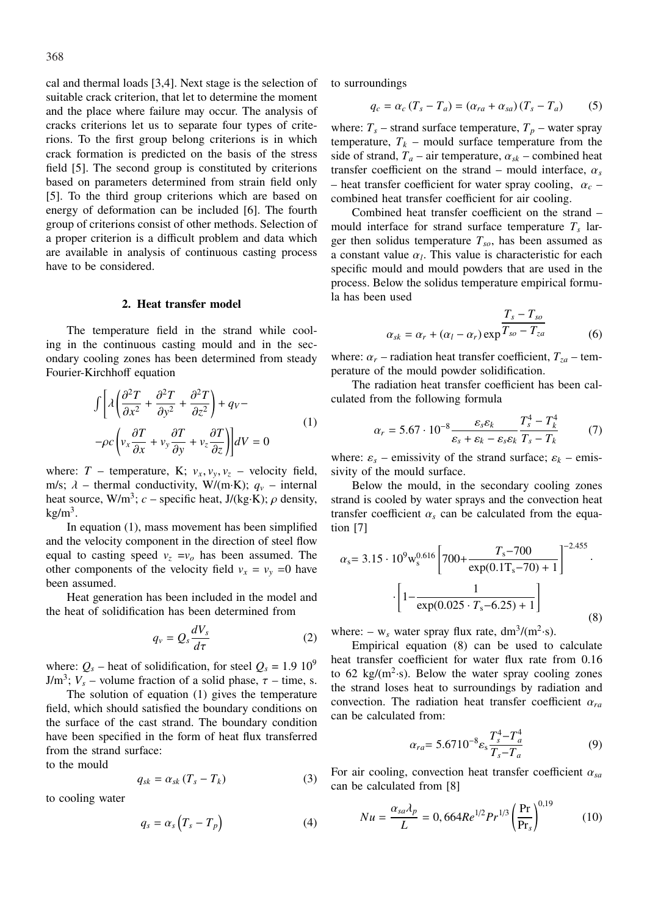cal and thermal loads [3,4]. Next stage is the selection of suitable crack criterion, that let to determine the moment and the place where failure may occur. The analysis of cracks criterions let us to separate four types of criterions. To the first group belong criterions is in which crack formation is predicted on the basis of the stress field [5]. The second group is constituted by criterions based on parameters determined from strain field only [5]. To the third group criterions which are based on energy of deformation can be included [6]. The fourth group of criterions consist of other methods. Selection of a proper criterion is a difficult problem and data which are available in analysis of continuous casting process have to be considered.

## 2. Heat transfer model

The temperature field in the strand while cooling in the continuous casting mould and in the secondary cooling zones has been determined from steady Fourier-Kirchhoff equation

$$\int \left[ \lambda \left( \frac{\partial^2 T}{\partial x^2} + \frac{\partial^2 T}{\partial y^2} + \frac{\partial^2 T}{\partial z^2} \right) + q_V - \\ -\rho c \left( v_x \frac{\partial T}{\partial x} + v_y \frac{\partial T}{\partial y} + v_z \frac{\partial T}{\partial z} \right) \right] dV = 0 \tag{1}$$

where: $T$ – temperature, K; $v_x, v_y, v_z$ – velocity field, m/s; $\lambda$ – thermal conductivity, W/(m·K); $q_v$ – internal heat source, W/m$^3$; $c$ – specific heat, J/(kg·K); $\rho$ density, kg/m$^3$.

In equation (1), mass movement has been simplified and the velocity component in the direction of steel flow equal to casting speed $v_z = v_o$ has been assumed. The other components of the velocity field $v_x = v_y = 0$ have been assumed.

Heat generation has been included in the model and the heat of solidification has been determined from

$$q_v = Q_s \frac{dV_s}{d\tau} \tag{2}$$

where: $Q_s$ – heat of solidification, for steel $Q_s = 1.9\ 10^9$ J/m$^3$; $V_s$ – volume fraction of a solid phase, $\tau$ – time, s.

The solution of equation (1) gives the temperature field, which should satisfied the boundary conditions on the surface of the cast strand. The boundary condition have been specified in the form of heat flux transferred from the strand surface:

to the mould

$$q_{sk} = \alpha_{sk} (T_s - T_k) \tag{3}$$

to cooling water

$$q_s = \alpha_s \left( T_s - T_p \right) \tag{4}$$

to surroundings

$$q_c = \alpha_c (T_s - T_a) = (\alpha_{ra} + \alpha_{sa}) (T_s - T_a) \tag{5}$$

where: $T_s$ – strand surface temperature, $T_p$ – water spray temperature, $T_k$ – mould surface temperature from the side of strand, $T_a$ – air temperature, $\alpha_{sk}$ – combined heat transfer coefficient on the strand – mould interface, $\alpha_s$ – heat transfer coefficient for water spray cooling, $\alpha_c$ – combined heat transfer coefficient for air cooling.

Combined heat transfer coefficient on the strand – mould interface for strand surface temperature $T_s$ larger then solidus temperature $T_{so}$, has been assumed as a constant value $\alpha_l$. This value is characteristic for each specific mould and mould powders that are used in the process. Below the solidus temperature empirical formula has been used

$$\alpha_{sk} = \alpha_r + (\alpha_l - \alpha_r) \exp \frac{T_s - T_{so}}{T_{so} - T_{za}} \tag{6}$$

where: $\alpha_r$ – radiation heat transfer coefficient, $T_{za}$ – temperature of the mould powder solidification.

The radiation heat transfer coefficient has been calculated from the following formula

$$\alpha_r = 5.67 \cdot 10^{-8} \frac{\varepsilon_s \varepsilon_k}{\varepsilon_s + \varepsilon_k - \varepsilon_s \varepsilon_k} \frac{T_s^4 - T_k^4}{T_s - T_k} \tag{7}$$

where: $\varepsilon_s$ – emissivity of the strand surface; $\varepsilon_k$ – emissivity of the mould surface.

Below the mould, in the secondary cooling zones strand is cooled by water sprays and the convection heat transfer coefficient $\alpha_s$ can be calculated from the equation [7]

$$\alpha_s = 3.15 \cdot 10^9 w_s^{0.616} \left[ 700 + \frac{T_s - 700}{\exp(0.1 T_s - 70) + 1} \right]^{-2.455} \cdot \\ \cdot \left[ 1 - \frac{1}{\exp(0.025 \cdot T_s - 6.25) + 1} \right] \tag{8}$$

where: – $w_s$ water spray flux rate, dm$^3$/(m$^2$·s).

Empirical equation (8) can be used to calculate heat transfer coefficient for water flux rate from 0.16 to 62 kg/(m$^2$·s). Below the water spray cooling zones the strand loses heat to surroundings by radiation and convection. The radiation heat transfer coefficient $\alpha_{ra}$ can be calculated from:

$$\alpha_{ra} = 5.67 10^{-8} \varepsilon_s \frac{T_s^4 - T_a^4}{T_s - T_a} \tag{9}$$

For air cooling, convection heat transfer coefficient $\alpha_{sa}$ can be calculated from [8]

$$Nu = \frac{\alpha_{sa} \lambda_p}{L} = 0,664 Re^{1/2} Pr^{1/3} \left( \frac{\Pr}{\Pr_s} \right)^{0,19} \tag{10}$$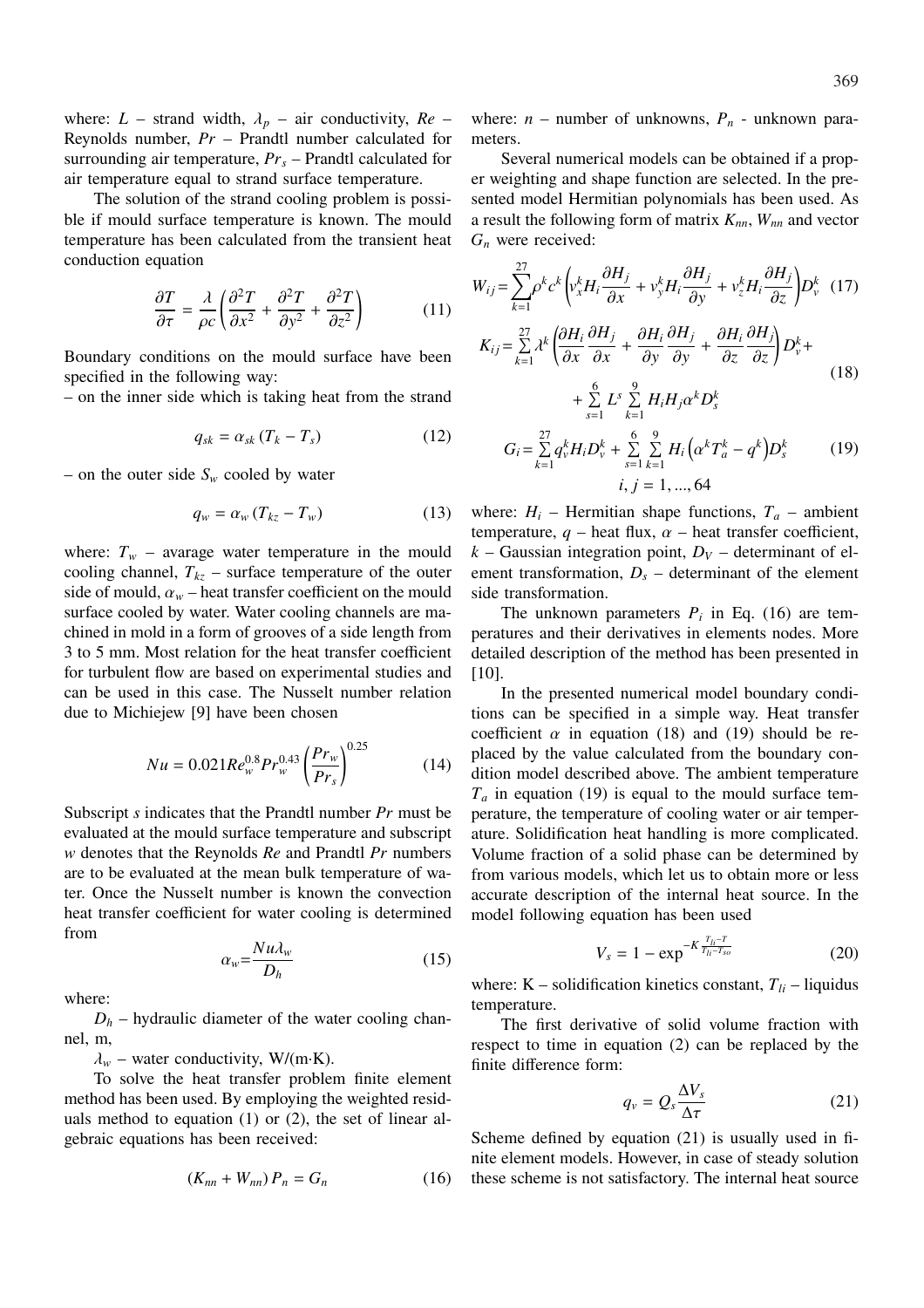where: $L$ – strand width, $\lambda_p$ – air conductivity, $Re$ – Reynolds number, $Pr$ – Prandtl number calculated for surrounding air temperature, $Pr_s$ – Prandtl calculated for air temperature equal to strand surface temperature.

The solution of the strand cooling problem is possible if mould surface temperature is known. The mould temperature has been calculated from the transient heat conduction equation

$$\frac{\partial T}{\partial \tau} = \frac{\lambda}{\rho c}\left(\frac{\partial^2 T}{\partial x^2} + \frac{\partial^2 T}{\partial y^2} + \frac{\partial^2 T}{\partial z^2}\right) \tag{11}$$

Boundary conditions on the mould surface have been specified in the following way:

– on the inner side which is taking heat from the strand

$$q_{sk} = \alpha_{sk}\left(T_k - T_s\right) \tag{12}$$

– on the outer side $S_w$ cooled by water

$$q_w = \alpha_w\left(T_{kz} - T_w\right) \tag{13}$$

where: $T_w$ – avarage water temperature in the mould cooling channel, $T_{kz}$ – surface temperature of the outer side of mould, $\alpha_w$ – heat transfer coefficient on the mould surface cooled by water. Water cooling channels are machined in mold in a form of grooves of a side length from 3 to 5 mm. Most relation for the heat transfer coefficient for turbulent flow are based on experimental studies and can be used in this case. The Nusselt number relation due to Michiejew [9] have been chosen

$$Nu = 0.021 Re_w^{0.8} Pr_w^{0.43}\left(\frac{Pr_w}{Pr_s}\right)^{0.25} \tag{14}$$

Subscript $s$ indicates that the Prandtl number $Pr$ must be evaluated at the mould surface temperature and subscript $w$ denotes that the Reynolds $Re$ and Prandtl $Pr$ numbers are to be evaluated at the mean bulk temperature of water. Once the Nusselt number is known the convection heat transfer coefficient for water cooling is determined from

$$\alpha_w = \frac{Nu \lambda_w}{D_h} \tag{15}$$

where:

$D_h$ – hydraulic diameter of the water cooling channel, m,

$\lambda_w$ – water conductivity, W/(m·K).

To solve the heat transfer problem finite element method has been used. By employing the weighted residuals method to equation (1) or (2), the set of linear algebraic equations has been received:

$$\left(K_{nn} + W_{nn}\right) P_n = G_n \tag{16}$$

where: $n$ – number of unknowns, $P_n$ - unknown parameters.

Several numerical models can be obtained if a proper weighting and shape function are selected. In the presented model Hermitian polynomials has been used. As a result the following form of matrix $K_{nn}$, $W_{nn}$ and vector $G_n$ were received:

$$W_{ij} = \sum_{k=1}^{27} \rho^k c^k \left(v_x^k H_i \frac{\partial H_j}{\partial x} + v_y^k H_i \frac{\partial H_j}{\partial y} + v_z^k H_i \frac{\partial H_j}{\partial z}\right) D_v^k \tag{17}$$

$$K_{ij} = \sum_{k=1}^{27} \lambda^k \left(\frac{\partial H_i}{\partial x}\frac{\partial H_j}{\partial x} + \frac{\partial H_i}{\partial y}\frac{\partial H_j}{\partial y} + \frac{\partial H_i}{\partial z}\frac{\partial H_j}{\partial z}\right) D_v^k + \sum_{s=1}^{6} L^s \sum_{k=1}^{9} H_i H_j \alpha^k D_s^k \tag{18}$$

$$G_i = \sum_{k=1}^{27} q_v^k H_i D_v^k + \sum_{s=1}^{6}\sum_{k=1}^{9} H_i\left(\alpha^k T_a^k - q^k\right) D_s^k \tag{19}$$

$$i, j = 1, ..., 64$$

where: $H_i$ – Hermitian shape functions, $T_a$ – ambient temperature, $q$ – heat flux, $\alpha$ – heat transfer coefficient, $k$ – Gaussian integration point, $D_V$ – determinant of element transformation, $D_s$ – determinant of the element side transformation.

The unknown parameters $P_i$ in Eq. (16) are temperatures and their derivatives in elements nodes. More detailed description of the method has been presented in [10].

In the presented numerical model boundary conditions can be specified in a simple way. Heat transfer coefficient $\alpha$ in equation (18) and (19) should be replaced by the value calculated from the boundary condition model described above. The ambient temperature $T_a$ in equation (19) is equal to the mould surface temperature, the temperature of cooling water or air temperature. Solidification heat handling is more complicated. Volume fraction of a solid phase can be determined by from various models, which let us to obtain more or less accurate description of the internal heat source. In the model following equation has been used

$$V_s = 1 - \exp^{-K\frac{T_{li} - T}{T_{li} - T_{so}}} \tag{20}$$

where: K – solidification kinetics constant, $T_{li}$ – liquidus temperature.

The first derivative of solid volume fraction with respect to time in equation (2) can be replaced by the finite difference form:

$$q_v = Q_s \frac{\Delta V_s}{\Delta \tau} \tag{21}$$

Scheme defined by equation (21) is usually used in finite element models. However, in case of steady solution these scheme is not satisfactory. The internal heat source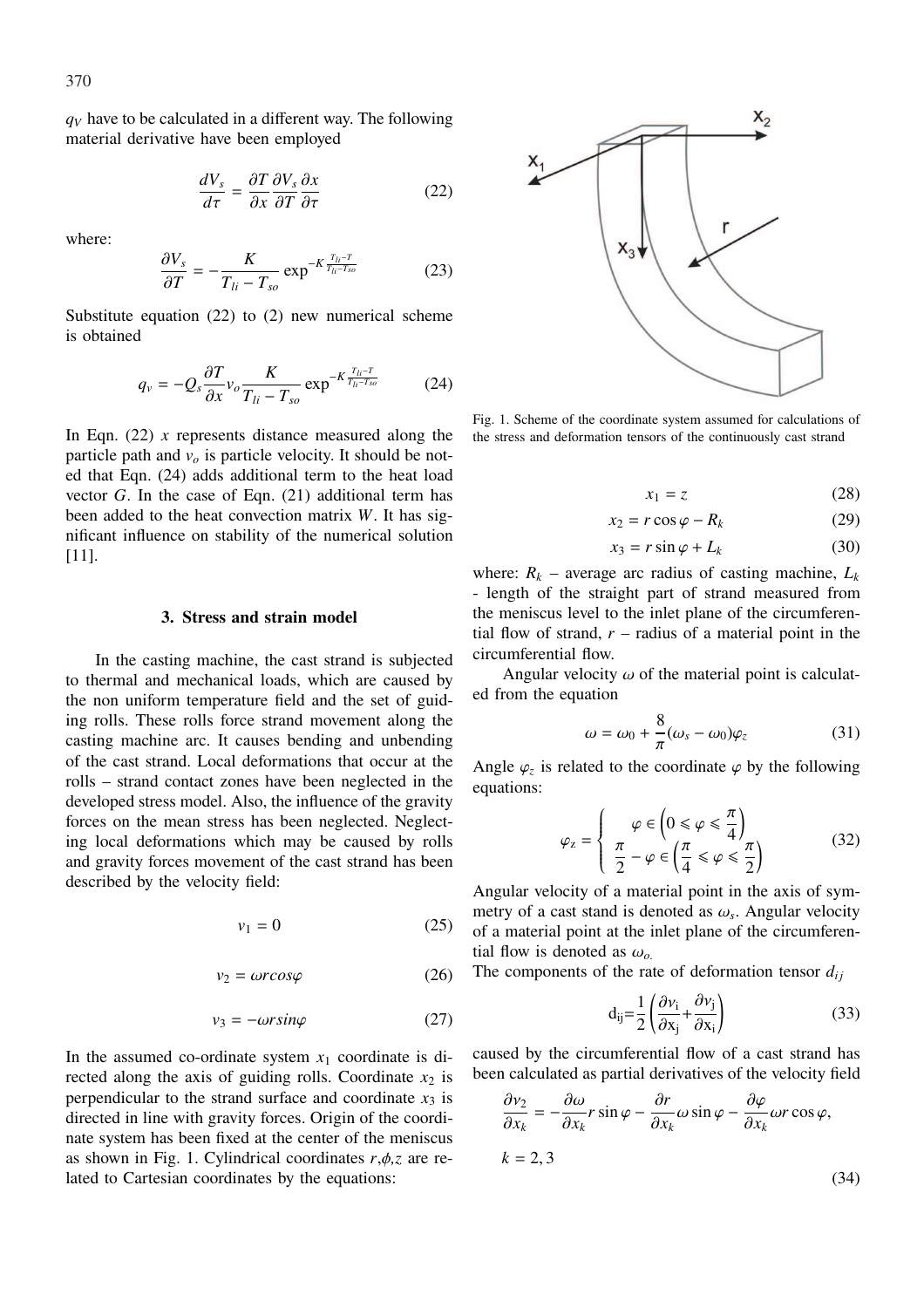$q_V$ have to be calculated in a different way. The following material derivative have been employed

$$\frac{dV_s}{d\tau} = \frac{\partial T}{\partial x}\frac{\partial V_s}{\partial T}\frac{\partial x}{\partial \tau} \tag{22}$$

where:

$$\frac{\partial V_s}{\partial T} = -\frac{K}{T_{li} - T_{so}} \exp^{-K\frac{T_{li}-T}{T_{li}-T_{so}}} \tag{23}$$

Substitute equation (22) to (2) new numerical scheme is obtained

$$q_v = -Q_s\frac{\partial T}{\partial x} v_o \frac{K}{T_{li} - T_{so}} \exp^{-K\frac{T_{li}-T}{T_{li}-T_{so}}} \tag{24}$$

In Eqn. (22) $x$ represents distance measured along the particle path and $v_o$ is particle velocity. It should be noted that Eqn. (24) adds additional term to the heat load vector $G$. In the case of Eqn. (21) additional term has been added to the heat convection matrix $W$. It has significant influence on stability of the numerical solution [11].

## 3. Stress and strain model

In the casting machine, the cast strand is subjected to thermal and mechanical loads, which are caused by the non uniform temperature field and the set of guiding rolls. These rolls force strand movement along the casting machine arc. It causes bending and unbending of the cast strand. Local deformations that occur at the rolls – strand contact zones have been neglected in the developed stress model. Also, the influence of the gravity forces on the mean stress has been neglected. Neglecting local deformations which may be caused by rolls and gravity forces movement of the cast strand has been described by the velocity field:

$$v_1 = 0 \tag{25}$$

$$v_2 = \omega r cos\varphi \tag{26}$$

$$v_3 = -\omega r sin\varphi \tag{27}$$

In the assumed co-ordinate system $x_1$ coordinate is directed along the axis of guiding rolls. Coordinate $x_2$ is perpendicular to the strand surface and coordinate $x_3$ is directed in line with gravity forces. Origin of the coordinate system has been fixed at the center of the meniscus as shown in Fig. 1. Cylindrical coordinates $r,\phi,z$ are related to Cartesian coordinates by the equations:

Fig. 1. Scheme of the coordinate system assumed for calculations of the stress and deformation tensors of the continuously cast strand

$$x_1 = z \tag{28}$$

$$x_2 = r\cos\varphi - R_k \tag{29}$$

$$x_3 = r\sin\varphi + L_k \tag{30}$$

where: $R_k$ – average arc radius of casting machine, $L_k$ - length of the straight part of strand measured from the meniscus level to the inlet plane of the circumferential flow of strand, $r$ – radius of a material point in the circumferential flow.

Angular velocity $\omega$ of the material point is calculated from the equation

$$\omega = \omega_0 + \frac{8}{\pi}(\omega_s - \omega_0)\varphi_z \tag{31}$$

Angle $\varphi_z$ is related to the coordinate $\varphi$ by the following equations:

$$\varphi_z = \begin{cases} \varphi \in \left(0 \leqslant \varphi \leqslant \dfrac{\pi}{4}\right) \\ \dfrac{\pi}{2} - \varphi \in \left(\dfrac{\pi}{4} \leqslant \varphi \leqslant \dfrac{\pi}{2}\right) \end{cases} \tag{32}$$

Angular velocity of a material point in the axis of symmetry of a cast stand is denoted as $\omega_s$. Angular velocity of a material point at the inlet plane of the circumferential flow is denoted as $\omega_o$.

The components of the rate of deformation tensor $d_{ij}$

$$d_{ij}=\frac{1}{2}\left(\frac{\partial v_i}{\partial x_j}+\frac{\partial v_j}{\partial x_i}\right) \tag{33}$$

caused by the circumferential flow of a cast strand has been calculated as partial derivatives of the velocity field

$$\frac{\partial v_2}{\partial x_k} = -\frac{\partial \omega}{\partial x_k} r\sin\varphi - \frac{\partial r}{\partial x_k}\omega\sin\varphi - \frac{\partial \varphi}{\partial x_k}\omega r\cos\varphi, \quad k = 2,3 \tag{34}$$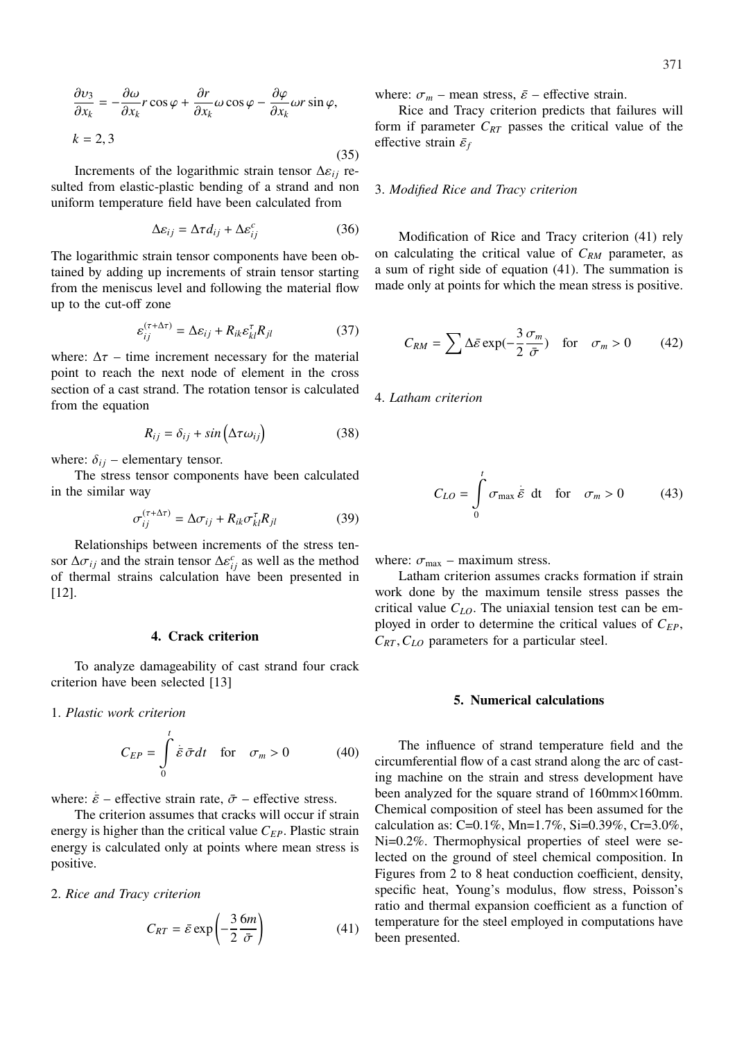$$\frac{\partial \upsilon_3}{\partial x_k} = -\frac{\partial \omega}{\partial x_k} r \cos\varphi + \frac{\partial r}{\partial x_k} \omega \cos\varphi - \frac{\partial \varphi}{\partial x_k} \omega r \sin\varphi,$$

$$k = 2, 3 \tag{35}$$

Increments of the logarithmic strain tensor $\Delta\varepsilon_{ij}$ resulted from elastic-plastic bending of a strand and non uniform temperature field have been calculated from

$$\Delta\varepsilon_{ij} = \Delta\tau d_{ij} + \Delta\varepsilon_{ij}^{c} \tag{36}$$

The logarithmic strain tensor components have been obtained by adding up increments of strain tensor starting from the meniscus level and following the material flow up to the cut-off zone

$$\varepsilon_{ij}^{(\tau+\Delta\tau)} = \Delta\varepsilon_{ij} + R_{ik}\varepsilon_{kl}^{\tau} R_{jl} \tag{37}$$

where: $\Delta\tau$ – time increment necessary for the material point to reach the next node of element in the cross section of a cast strand. The rotation tensor is calculated from the equation

$$R_{ij} = \delta_{ij} + sin\left(\Delta\tau\omega_{ij}\right) \tag{38}$$

where: $\delta_{ij}$ – elementary tensor.

The stress tensor components have been calculated in the similar way

$$\sigma_{ij}^{(\tau+\Delta\tau)} = \Delta\sigma_{ij} + R_{ik}\sigma_{kl}^{\tau} R_{jl} \tag{39}$$

Relationships between increments of the stress tensor $\Delta\sigma_{ij}$ and the strain tensor $\Delta\varepsilon_{ij}^{c}$ as well as the method of thermal strains calculation have been presented in [12].

## 4. Crack criterion

To analyze damageability of cast strand four crack criterion have been selected [13]

1. *Plastic work criterion*

$$C_{EP} = \int_{0}^{t} \dot{\bar{\varepsilon}}\,\bar{\sigma} dt \quad \text{for} \quad \sigma_m > 0 \tag{40}$$

where: $\dot{\bar{\varepsilon}}$ – effective strain rate, $\bar{\sigma}$ – effective stress.

The criterion assumes that cracks will occur if strain energy is higher than the critical value $C_{EP}$. Plastic strain energy is calculated only at points where mean stress is positive.

2. *Rice and Tracy criterion*

$$C_{RT} = \bar{\varepsilon} \exp\left(-\frac{3}{2}\frac{6m}{\bar{\sigma}}\right) \tag{41}$$

where: $\sigma_m$ – mean stress, $\bar{\varepsilon}$ – effective strain.

Rice and Tracy criterion predicts that failures will form if parameter $C_{RT}$ passes the critical value of the effective strain $\bar{\varepsilon}_f$

3. *Modified Rice and Tracy criterion*

Modification of Rice and Tracy criterion (41) rely on calculating the critical value of $C_{RM}$ parameter, as a sum of right side of equation (41). The summation is made only at points for which the mean stress is positive.

$$C_{RM} = \sum \Delta\bar{\varepsilon} \exp(-\frac{3}{2}\frac{\sigma_m}{\bar{\sigma}}) \quad \text{for} \quad \sigma_m > 0 \tag{42}$$

4. *Latham criterion*

$$C_{LO} = \int_{0}^{t} \sigma_{\max}\,\dot{\bar{\varepsilon}}\ \text{dt} \quad \text{for} \quad \sigma_m > 0 \tag{43}$$

where: $\sigma_{\max}$ – maximum stress.

Latham criterion assumes cracks formation if strain work done by the maximum tensile stress passes the critical value $C_{LO}$. The uniaxial tension test can be employed in order to determine the critical values of $C_{EP}$, $C_{RT}, C_{LO}$ parameters for a particular steel.

## 5. Numerical calculations

The influence of strand temperature field and the circumferential flow of a cast strand along the arc of casting machine on the strain and stress development have been analyzed for the square strand of 160mm×160mm. Chemical composition of steel has been assumed for the calculation as: C=0.1%, Mn=1.7%, Si=0.39%, Cr=3.0%, Ni=0.2%. Thermophysical properties of steel were selected on the ground of steel chemical composition. In Figures from 2 to 8 heat conduction coefficient, density, specific heat, Young's modulus, flow stress, Poisson's ratio and thermal expansion coefficient as a function of temperature for the steel employed in computations have been presented.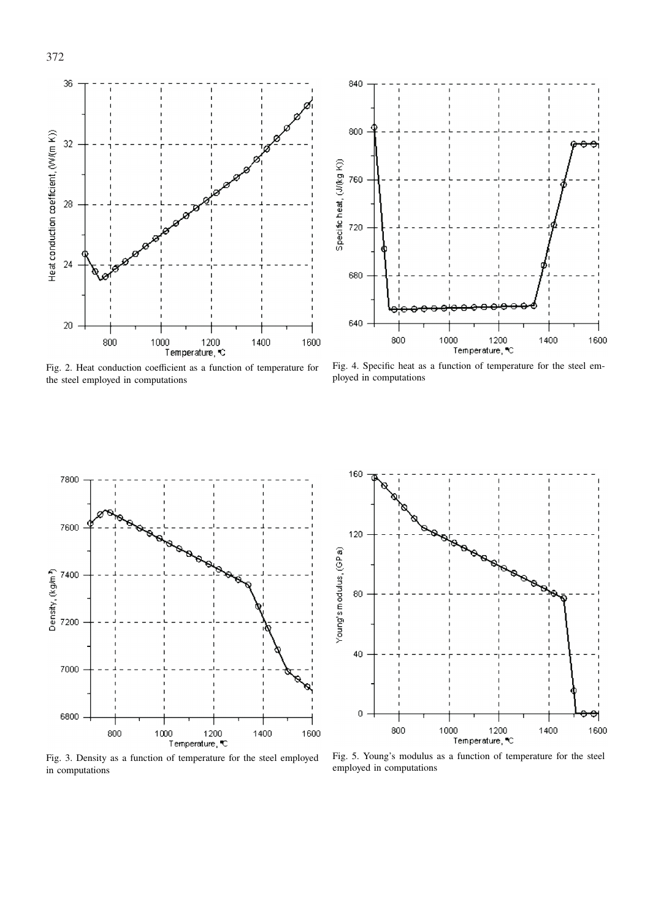Fig. 2. Heat conduction coefficient as a function of temperature for the steel employed in computations

Fig. 3. Density as a function of temperature for the steel employed in computations

Fig. 4. Specific heat as a function of temperature for the steel employed in computations

Fig. 5. Young's modulus as a function of temperature for the steel employed in computations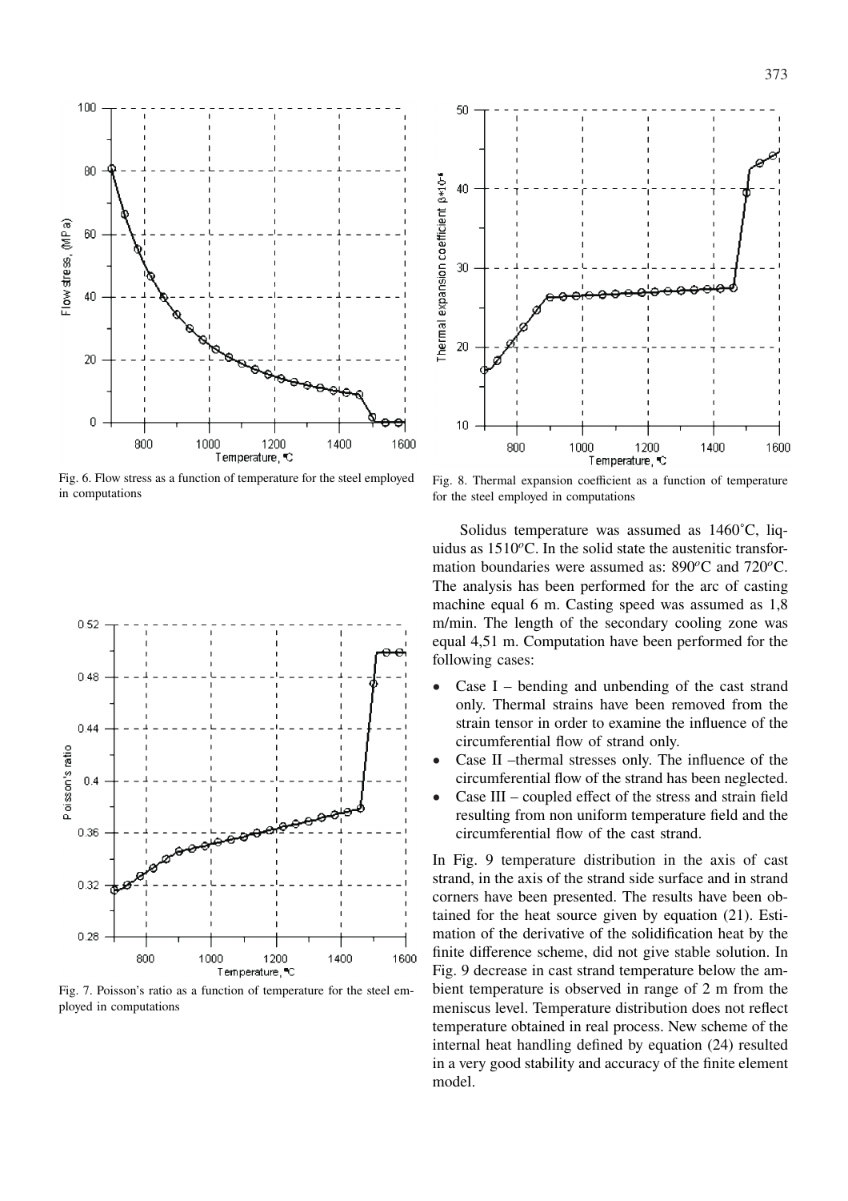Fig. 6. Flow stress as a function of temperature for the steel employed in computations

Fig. 7. Poisson's ratio as a function of temperature for the steel employed in computations

Fig. 8. Thermal expansion coefficient as a function of temperature for the steel employed in computations

Solidus temperature was assumed as 1460°C, liquidus as 1510$^o$C. In the solid state the austenitic transformation boundaries were assumed as: 890$^o$C and 720$^o$C. The analysis has been performed for the arc of casting machine equal 6 m. Casting speed was assumed as 1,8 m/min. The length of the secondary cooling zone was equal 4,51 m. Computation have been performed for the following cases:

- Case I – bending and unbending of the cast strand only. Thermal strains have been removed from the strain tensor in order to examine the influence of the circumferential flow of strand only.
- Case II –thermal stresses only. The influence of the circumferential flow of the strand has been neglected.
- Case III – coupled effect of the stress and strain field resulting from non uniform temperature field and the circumferential flow of the cast strand.

In Fig. 9 temperature distribution in the axis of cast strand, in the axis of the strand side surface and in strand corners have been presented. The results have been obtained for the heat source given by equation (21). Estimation of the derivative of the solidification heat by the finite difference scheme, did not give stable solution. In Fig. 9 decrease in cast strand temperature below the ambient temperature is observed in range of 2 m from the meniscus level. Temperature distribution does not reflect temperature obtained in real process. New scheme of the internal heat handling defined by equation (24) resulted in a very good stability and accuracy of the finite element model.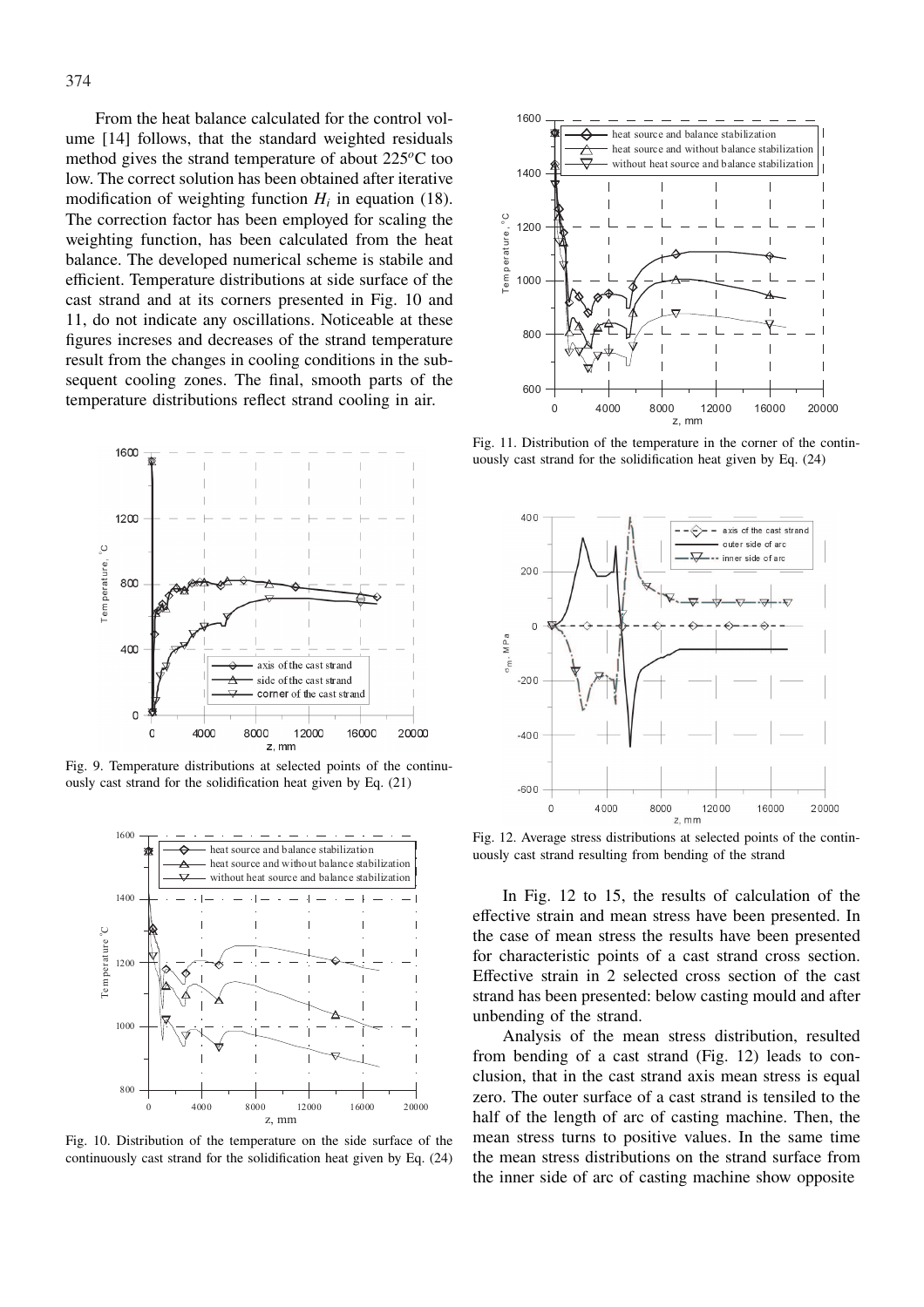From the heat balance calculated for the control volume [14] follows, that the standard weighted residuals method gives the strand temperature of about 225$^o$C too low. The correct solution has been obtained after iterative modification of weighting function $H_i$ in equation (18). The correction factor has been employed for scaling the weighting function, has been calculated from the heat balance. The developed numerical scheme is stabile and efficient. Temperature distributions at side surface of the cast strand and at its corners presented in Fig. 10 and 11, do not indicate any oscillations. Noticeable at these figures increses and decreases of the strand temperature result from the changes in cooling conditions in the subsequent cooling zones. The final, smooth parts of the temperature distributions reflect strand cooling in air.

Fig. 9. Temperature distributions at selected points of the continuously cast strand for the solidification heat given by Eq. (21)

Fig. 10. Distribution of the temperature on the side surface of the continuously cast strand for the solidification heat given by Eq. (24)

Fig. 11. Distribution of the temperature in the corner of the continuously cast strand for the solidification heat given by Eq. (24)

Fig. 12. Average stress distributions at selected points of the continuously cast strand resulting from bending of the strand

In Fig. 12 to 15, the results of calculation of the effective strain and mean stress have been presented. In the case of mean stress the results have been presented for characteristic points of a cast strand cross section. Effective strain in 2 selected cross section of the cast strand has been presented: below casting mould and after unbending of the strand.

Analysis of the mean stress distribution, resulted from bending of a cast strand (Fig. 12) leads to conclusion, that in the cast strand axis mean stress is equal zero. The outer surface of a cast strand is tensiled to the half of the length of arc of casting machine. Then, the mean stress turns to positive values. In the same time the mean stress distributions on the strand surface from the inner side of arc of casting machine show opposite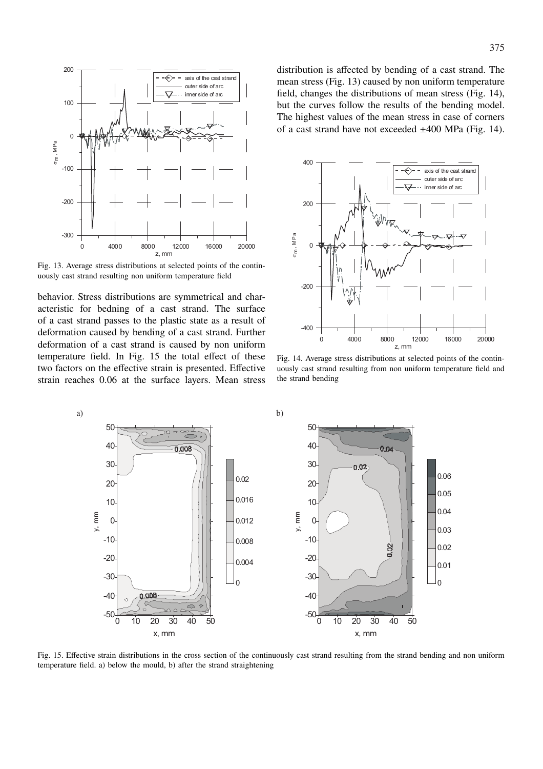behavior. Stress distributions are symmetrical and characteristic for bedning of a cast strand. The surface of a cast strand passes to the plastic state as a result of deformation caused by bending of a cast strand. Further deformation of a cast strand is caused by non uniform temperature field. In Fig. 15 the total effect of these two factors on the effective strain is presented. Effective strain reaches 0.06 at the surface layers. Mean stress distribution is affected by bending of a cast strand. The mean stress (Fig. 13) caused by non uniform temperature field, changes the distributions of mean stress (Fig. 14), but the curves follow the results of the bending model. The highest values of the mean stress in case of corners of a cast strand have not exceeded ±400 MPa (Fig. 14).

Fig. 13. Average stress distributions at selected points of the continuously cast strand resulting non uniform temperature field

Fig. 14. Average stress distributions at selected points of the continuously cast strand resulting from non uniform temperature field and the strand bending

Fig. 15. Effective strain distributions in the cross section of the continuously cast strand resulting from the strand bending and non uniform temperature field. a) below the mould, b) after the strand straightening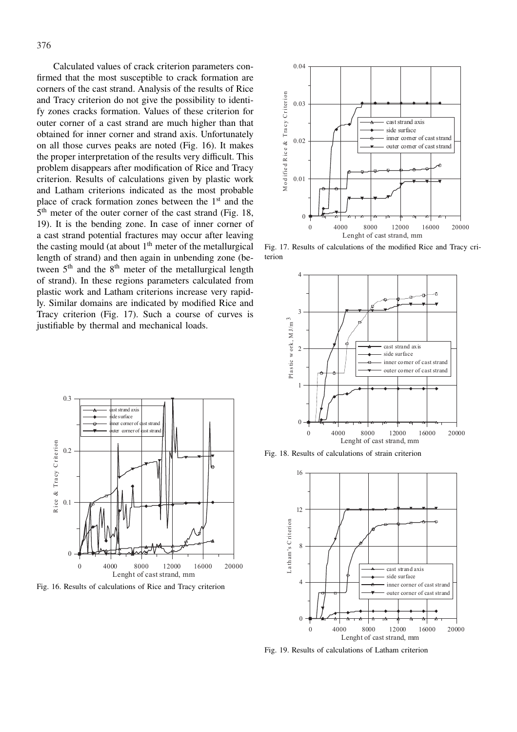Calculated values of crack criterion parameters confirmed that the most susceptible to crack formation are corners of the cast strand. Analysis of the results of Rice and Tracy criterion do not give the possibility to identify zones cracks formation. Values of these criterion for outer corner of a cast strand are much higher than that obtained for inner corner and strand axis. Unfortunately on all those curves peaks are noted (Fig. 16). It makes the proper interpretation of the results very difficult. This problem disappears after modification of Rice and Tracy criterion. Results of calculations given by plastic work and Latham criterions indicated as the most probable place of crack formation zones between the 1st and the 5th meter of the outer corner of the cast strand (Fig. 18, 19). It is the bending zone. In case of inner corner of a cast strand potential fractures may occur after leaving the casting mould (at about 1th meter of the metallurgical length of strand) and then again in unbending zone (between 5th and the 8th meter of the metallurgical length of strand). In these regions parameters calculated from plastic work and Latham criterions increase very rapidly. Similar domains are indicated by modified Rice and Tracy criterion (Fig. 17). Such a course of curves is justifiable by thermal and mechanical loads.

Fig. 16. Results of calculations of Rice and Tracy criterion

Fig. 17. Results of calculations of the modified Rice and Tracy criterion

Fig. 18. Results of calculations of strain criterion

Fig. 19. Results of calculations of Latham criterion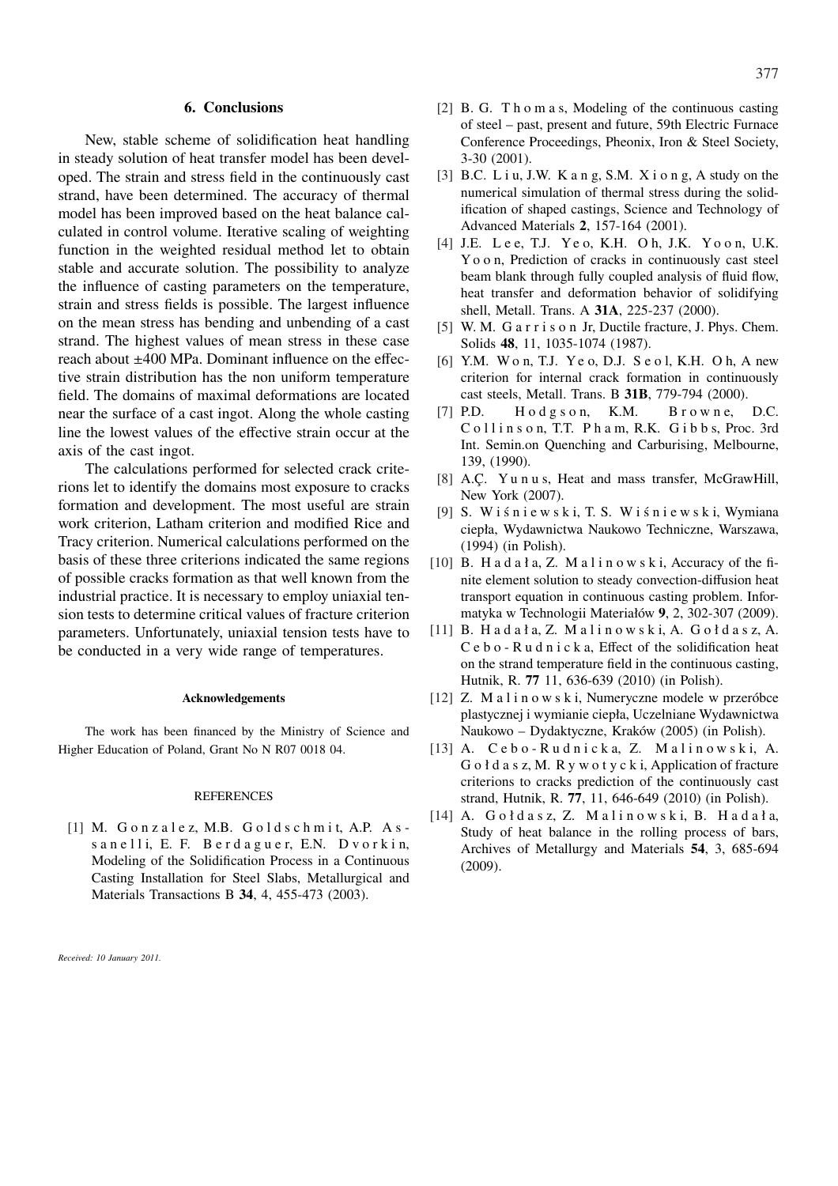## 6. Conclusions

New, stable scheme of solidification heat handling in steady solution of heat transfer model has been developed. The strain and stress field in the continuously cast strand, have been determined. The accuracy of thermal model has been improved based on the heat balance calculated in control volume. Iterative scaling of weighting function in the weighted residual method let to obtain stable and accurate solution. The possibility to analyze the influence of casting parameters on the temperature, strain and stress fields is possible. The largest influence on the mean stress has bending and unbending of a cast strand. The highest values of mean stress in these case reach about ±400 MPa. Dominant influence on the effective strain distribution has the non uniform temperature field. The domains of maximal deformations are located near the surface of a cast ingot. Along the whole casting line the lowest values of the effective strain occur at the axis of the cast ingot.

The calculations performed for selected crack criterions let to identify the domains most exposure to cracks formation and development. The most useful are strain work criterion, Latham criterion and modified Rice and Tracy criterion. Numerical calculations performed on the basis of these three criterions indicated the same regions of possible cracks formation as that well known from the industrial practice. It is necessary to employ uniaxial tension tests to determine critical values of fracture criterion parameters. Unfortunately, uniaxial tension tests have to be conducted in a very wide range of temperatures.

#### Acknowledgements

The work has been financed by the Ministry of Science and Higher Education of Poland, Grant No N R07 0018 04.

#### REFERENCES

[1] M. Gonzalez, M.B. Goldschmit, A.P. Assanelli, E. F. Berdaguer, E.N. Dvorkin, Modeling of the Solidification Process in a Continuous Casting Installation for Steel Slabs, Metallurgical and Materials Transactions B **34**, 4, 455-473 (2003).

[2] B. G. Thomas, Modeling of the continuous casting of steel – past, present and future, 59th Electric Furnace Conference Proceedings, Pheonix, Iron & Steel Society, 3-30 (2001).

[3] B.C. Liu, J.W. Kang, S.M. Xiong, A study on the numerical simulation of thermal stress during the solidification of shaped castings, Science and Technology of Advanced Materials **2**, 157-164 (2001).

[4] J.E. Lee, T.J. Yeo, K.H. Oh, J.K. Yoon, U.K. Yoon, Prediction of cracks in continuously cast steel beam blank through fully coupled analysis of fluid flow, heat transfer and deformation behavior of solidifying shell, Metall. Trans. A **31A**, 225-237 (2000).

[5] W. M. Garrison Jr, Ductile fracture, J. Phys. Chem. Solids **48**, 11, 1035-1074 (1987).

[6] Y.M. Won, T.J. Yeo, D.J. Seol, K.H. Oh, A new criterion for internal crack formation in continuously cast steels, Metall. Trans. B **31B**, 779-794 (2000).

[7] P.D. Hodgson, K.M. Browne, D.C. Collinson, T.T. Pham, R.K. Gibbs, Proc. 3rd Int. Semin.on Quenching and Carburising, Melbourne, 139, (1990).

[8] A.Ç. Yunus, Heat and mass transfer, McGrawHill, New York (2007).

[9] S. Wiśniewski, T. S. Wiśniewski, Wymiana ciepła, Wydawnictwa Naukowo Techniczne, Warszawa, (1994) (in Polish).

[10] B. Hadała, Z. Malinowski, Accuracy of the finite element solution to steady convection-diffusion heat transport equation in continuous casting problem. Informatyka w Technologii Materiałów **9**, 2, 302-307 (2009).

[11] B. Hadała, Z. Malinowski, A. Gołdasz, A. Cebo-Rudnicka, Effect of the solidification heat on the strand temperature field in the continuous casting, Hutnik, R. **77** 11, 636-639 (2010) (in Polish).

[12] Z. Malinowski, Numeryczne modele w przeróbce plastycznej i wymianie ciepła, Uczelniane Wydawnictwa Naukowo – Dydaktyczne, Kraków (2005) (in Polish).

[13] A. Cebo-Rudnicka, Z. Malinowski, A. Gołdasz, M. Rywotycki, Application of fracture criterions to cracks prediction of the continuously cast strand, Hutnik, R. **77**, 11, 646-649 (2010) (in Polish).

[14] A. Gołdasz, Z. Malinowski, B. Hadała, Study of heat balance in the rolling process of bars, Archives of Metallurgy and Materials **54**, 3, 685-694 (2009).

*Received: 10 January 2011.*